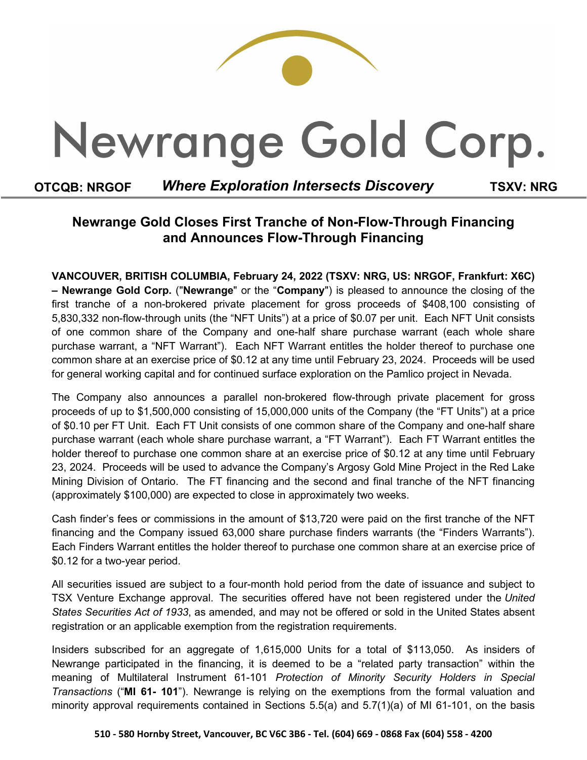# Newrange Gold Corp.

**OTCQB: NRGOF** ***Where Exploration Intersects Discovery*** **TSXV: NRG**

## Newrange Gold Closes First Tranche of Non-Flow-Through Financing and Announces Flow-Through Financing

**VANCOUVER, BRITISH COLUMBIA, February 24, 2022 (TSXV: NRG, US: NRGOF, Frankfurt: X6C) – Newrange Gold Corp.** ("**Newrange**" or the "**Company**") is pleased to announce the closing of the first tranche of a non-brokered private placement for gross proceeds of $408,100 consisting of 5,830,332 non-flow-through units (the "NFT Units") at a price of $0.07 per unit. Each NFT Unit consists of one common share of the Company and one-half share purchase warrant (each whole share purchase warrant, a "NFT Warrant"). Each NFT Warrant entitles the holder thereof to purchase one common share at an exercise price of $0.12 at any time until February 23, 2024. Proceeds will be used for general working capital and for continued surface exploration on the Pamlico project in Nevada.

The Company also announces a parallel non-brokered flow-through private placement for gross proceeds of up to $1,500,000 consisting of 15,000,000 units of the Company (the "FT Units") at a price of $0.10 per FT Unit. Each FT Unit consists of one common share of the Company and one-half share purchase warrant (each whole share purchase warrant, a "FT Warrant"). Each FT Warrant entitles the holder thereof to purchase one common share at an exercise price of $0.12 at any time until February 23, 2024. Proceeds will be used to advance the Company's Argosy Gold Mine Project in the Red Lake Mining Division of Ontario. The FT financing and the second and final tranche of the NFT financing (approximately $100,000) are expected to close in approximately two weeks.

Cash finder's fees or commissions in the amount of $13,720 were paid on the first tranche of the NFT financing and the Company issued 63,000 share purchase finders warrants (the "Finders Warrants"). Each Finders Warrant entitles the holder thereof to purchase one common share at an exercise price of $0.12 for a two-year period.

All securities issued are subject to a four-month hold period from the date of issuance and subject to TSX Venture Exchange approval. The securities offered have not been registered under the *United States Securities Act of 1933*, as amended, and may not be offered or sold in the United States absent registration or an applicable exemption from the registration requirements.

Insiders subscribed for an aggregate of 1,615,000 Units for a total of $113,050. As insiders of Newrange participated in the financing, it is deemed to be a "related party transaction" within the meaning of Multilateral Instrument 61-101 *Protection of Minority Security Holders in Special Transactions* ("**MI 61- 101**"). Newrange is relying on the exemptions from the formal valuation and minority approval requirements contained in Sections 5.5(a) and 5.7(1)(a) of MI 61-101, on the basis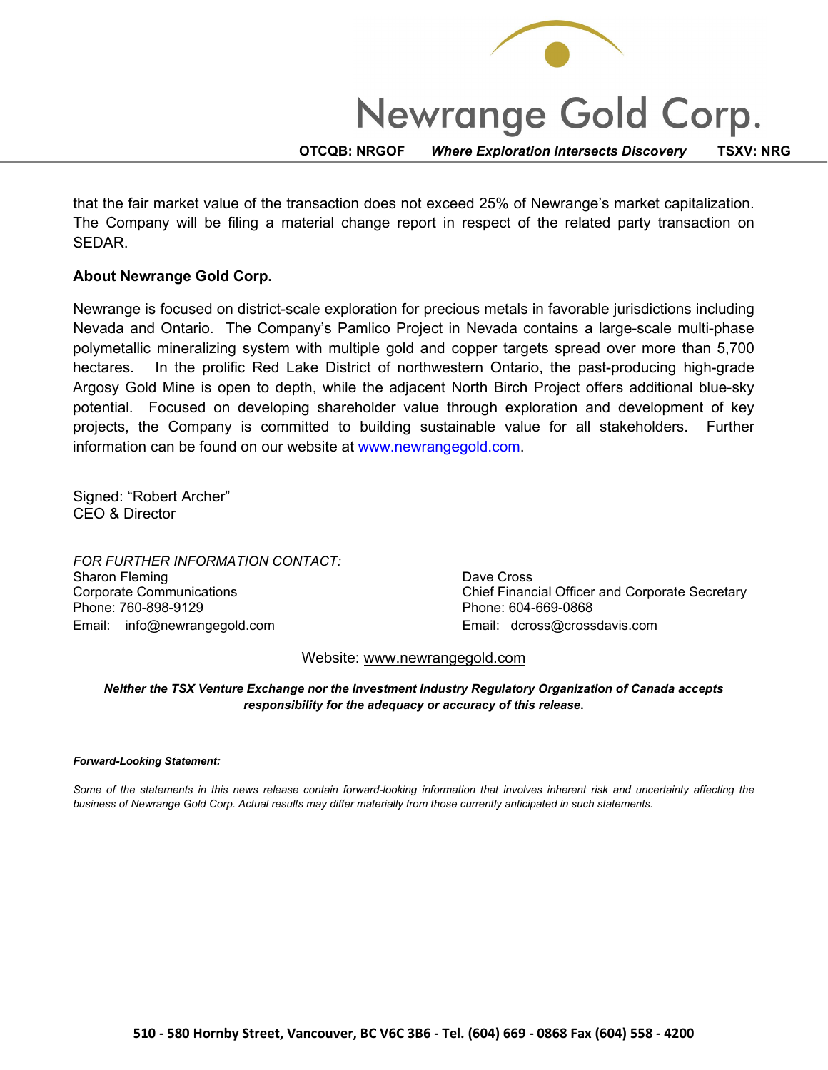that the fair market value of the transaction does not exceed 25% of Newrange's market capitalization. The Company will be filing a material change report in respect of the related party transaction on SEDAR.

**About Newrange Gold Corp.**

Newrange is focused on district-scale exploration for precious metals in favorable jurisdictions including Nevada and Ontario. The Company's Pamlico Project in Nevada contains a large-scale multi-phase polymetallic mineralizing system with multiple gold and copper targets spread over more than 5,700 hectares. In the prolific Red Lake District of northwestern Ontario, the past-producing high-grade Argosy Gold Mine is open to depth, while the adjacent North Birch Project offers additional blue-sky potential. Focused on developing shareholder value through exploration and development of key projects, the Company is committed to building sustainable value for all stakeholders. Further information can be found on our website at www.newrangegold.com.

Signed: "Robert Archer"
CEO & Director

*FOR FURTHER INFORMATION CONTACT:*

Sharon Fleming
Corporate Communications
Phone: 760-898-9129
Email: info@newrangegold.com

Dave Cross
Chief Financial Officer and Corporate Secretary
Phone: 604-669-0868
Email: dcross@crossdavis.com

Website: www.newrangegold.com

***Neither the TSX Venture Exchange nor the Investment Industry Regulatory Organization of Canada accepts responsibility for the adequacy or accuracy of this release.***

***Forward-Looking Statement:***

*Some of the statements in this news release contain forward-looking information that involves inherent risk and uncertainty affecting the business of Newrange Gold Corp. Actual results may differ materially from those currently anticipated in such statements.*